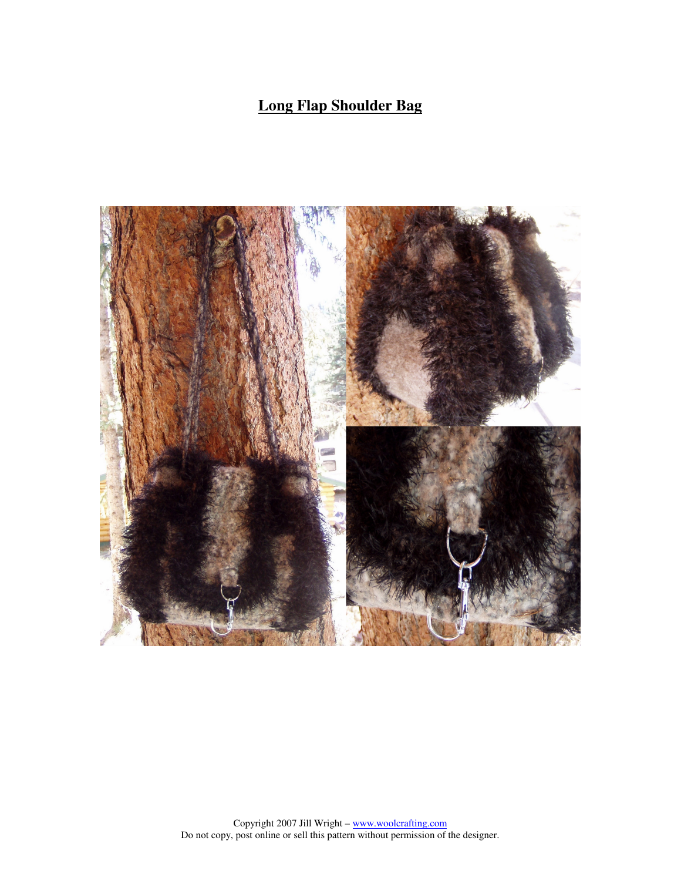# Long Flap Shoulder Bag

Copyright 2007 Jill Wright – [www.woolcrafting.com](http://www.woolcrafting.com)
Do not copy, post online or sell this pattern without permission of the designer.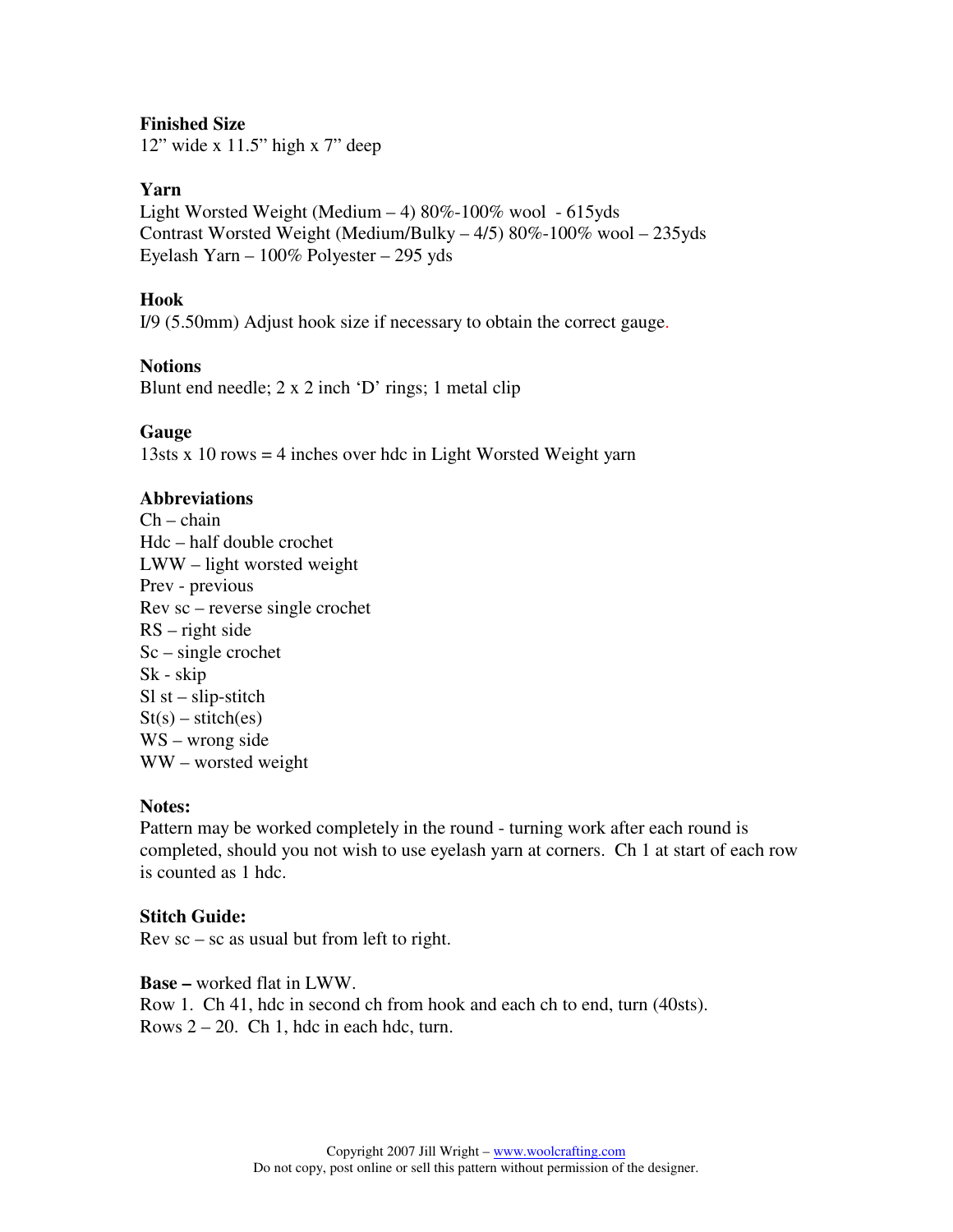**Finished Size**
12” wide x 11.5” high x 7” deep

**Yarn**
Light Worsted Weight (Medium – 4) 80%-100% wool - 615yds
Contrast Worsted Weight (Medium/Bulky – 4/5) 80%-100% wool – 235yds
Eyelash Yarn – 100% Polyester – 295 yds

**Hook**
I/9 (5.50mm) Adjust hook size if necessary to obtain the correct gauge.

**Notions**
Blunt end needle; 2 x 2 inch ‘D’ rings; 1 metal clip

**Gauge**
13sts x 10 rows = 4 inches over hdc in Light Worsted Weight yarn

**Abbreviations**
Ch – chain
Hdc – half double crochet
LWW – light worsted weight
Prev - previous
Rev sc – reverse single crochet
RS – right side
Sc – single crochet
Sk - skip
Sl st – slip-stitch
St(s) – stitch(es)
WS – wrong side
WW – worsted weight

**Notes:**
Pattern may be worked completely in the round - turning work after each round is completed, should you not wish to use eyelash yarn at corners. Ch 1 at start of each row is counted as 1 hdc.

**Stitch Guide:**
Rev sc – sc as usual but from left to right.

**Base –** worked flat in LWW.
Row 1. Ch 41, hdc in second ch from hook and each ch to end, turn (40sts).
Rows 2 – 20. Ch 1, hdc in each hdc, turn.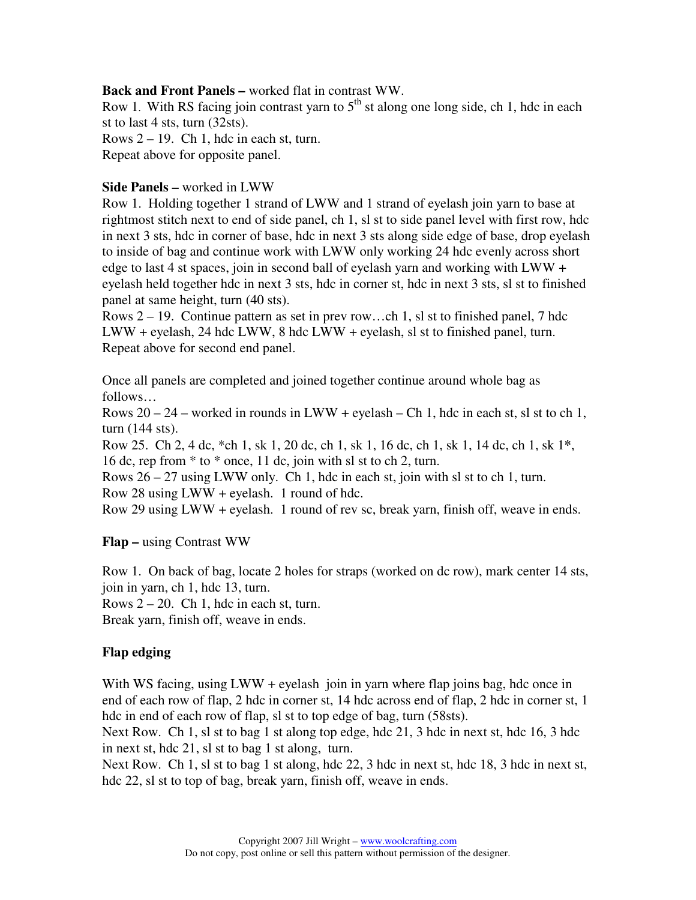**Back and Front Panels –** worked flat in contrast WW.

Row 1. With RS facing join contrast yarn to 5th st along one long side, ch 1, hdc in each st to last 4 sts, turn (32sts).

Rows 2 – 19. Ch 1, hdc in each st, turn.

Repeat above for opposite panel.

**Side Panels –** worked in LWW

Row 1. Holding together 1 strand of LWW and 1 strand of eyelash join yarn to base at rightmost stitch next to end of side panel, ch 1, sl st to side panel level with first row, hdc in next 3 sts, hdc in corner of base, hdc in next 3 sts along side edge of base, drop eyelash to inside of bag and continue work with LWW only working 24 hdc evenly across short edge to last 4 st spaces, join in second ball of eyelash yarn and working with LWW + eyelash held together hdc in next 3 sts, hdc in corner st, hdc in next 3 sts, sl st to finished panel at same height, turn (40 sts).

Rows 2 – 19. Continue pattern as set in prev row…ch 1, sl st to finished panel, 7 hdc LWW + eyelash, 24 hdc LWW, 8 hdc LWW + eyelash, sl st to finished panel, turn.

Repeat above for second end panel.

Once all panels are completed and joined together continue around whole bag as follows…

Rows 20 – 24 – worked in rounds in LWW + eyelash – Ch 1, hdc in each st, sl st to ch 1, turn (144 sts).

Row 25. Ch 2, 4 dc, *ch 1, sk 1, 20 dc, ch 1, sk 1, 16 dc, ch 1, sk 1, 14 dc, ch 1, sk 1*, 16 dc, rep from * to * once, 11 dc, join with sl st to ch 2, turn.

Rows 26 – 27 using LWW only. Ch 1, hdc in each st, join with sl st to ch 1, turn.

Row 28 using LWW + eyelash. 1 round of hdc.

Row 29 using LWW + eyelash. 1 round of rev sc, break yarn, finish off, weave in ends.

**Flap –** using Contrast WW

Row 1. On back of bag, locate 2 holes for straps (worked on dc row), mark center 14 sts, join in yarn, ch 1, hdc 13, turn.

Rows 2 – 20. Ch 1, hdc in each st, turn.

Break yarn, finish off, weave in ends.

**Flap edging**

With WS facing, using LWW + eyelash join in yarn where flap joins bag, hdc once in end of each row of flap, 2 hdc in corner st, 14 hdc across end of flap, 2 hdc in corner st, 1 hdc in end of each row of flap, sl st to top edge of bag, turn (58sts).

Next Row. Ch 1, sl st to bag 1 st along top edge, hdc 21, 3 hdc in next st, hdc 16, 3 hdc in next st, hdc 21, sl st to bag 1 st along, turn.

Next Row. Ch 1, sl st to bag 1 st along, hdc 22, 3 hdc in next st, hdc 18, 3 hdc in next st, hdc 22, sl st to top of bag, break yarn, finish off, weave in ends.

Copyright 2007 Jill Wright – www.woolcrafting.com
Do not copy, post online or sell this pattern without permission of the designer.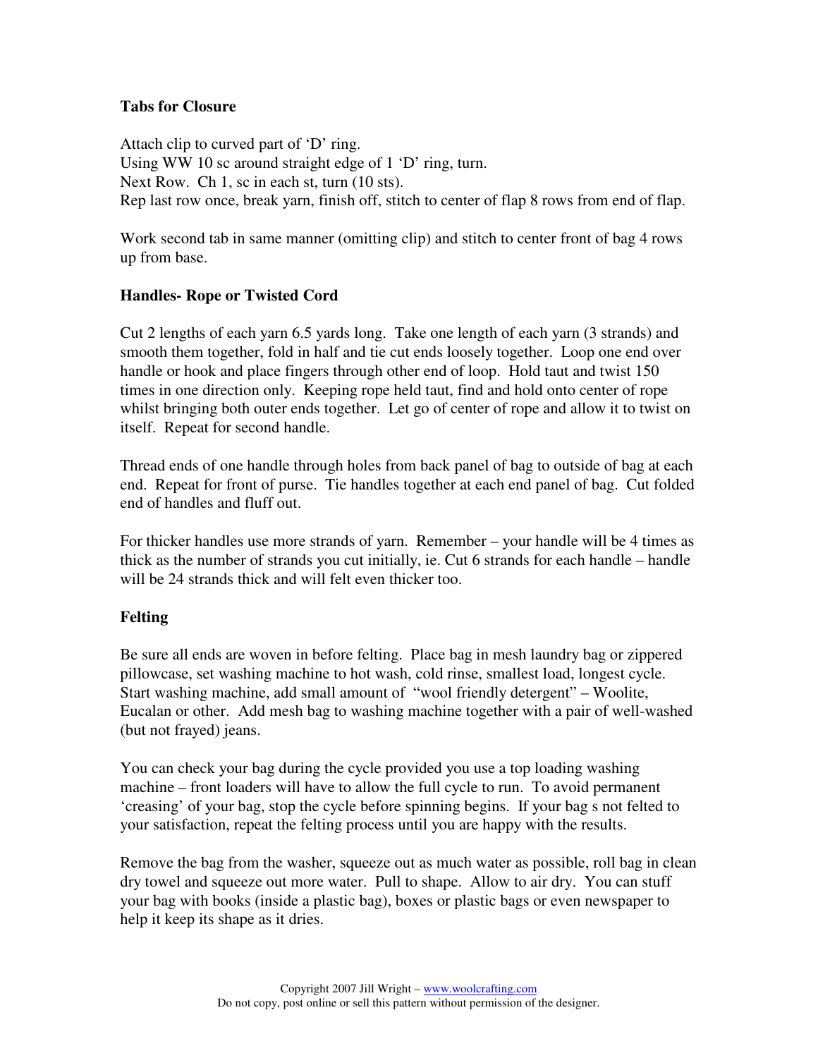### Tabs for Closure

Attach clip to curved part of 'D' ring.
Using WW 10 sc around straight edge of 1 'D' ring, turn.
Next Row. Ch 1, sc in each st, turn (10 sts).
Rep last row once, break yarn, finish off, stitch to center of flap 8 rows from end of flap.

Work second tab in same manner (omitting clip) and stitch to center front of bag 4 rows up from base.

### Handles- Rope or Twisted Cord

Cut 2 lengths of each yarn 6.5 yards long. Take one length of each yarn (3 strands) and smooth them together, fold in half and tie cut ends loosely together. Loop one end over handle or hook and place fingers through other end of loop. Hold taut and twist 150 times in one direction only. Keeping rope held taut, find and hold onto center of rope whilst bringing both outer ends together. Let go of center of rope and allow it to twist on itself. Repeat for second handle.

Thread ends of one handle through holes from back panel of bag to outside of bag at each end. Repeat for front of purse. Tie handles together at each end panel of bag. Cut folded end of handles and fluff out.

For thicker handles use more strands of yarn. Remember – your handle will be 4 times as thick as the number of strands you cut initially, ie. Cut 6 strands for each handle – handle will be 24 strands thick and will felt even thicker too.

### Felting

Be sure all ends are woven in before felting. Place bag in mesh laundry bag or zippered pillowcase, set washing machine to hot wash, cold rinse, smallest load, longest cycle. Start washing machine, add small amount of "wool friendly detergent" – Woolite, Eucalan or other. Add mesh bag to washing machine together with a pair of well-washed (but not frayed) jeans.

You can check your bag during the cycle provided you use a top loading washing machine – front loaders will have to allow the full cycle to run. To avoid permanent 'creasing' of your bag, stop the cycle before spinning begins. If your bag s not felted to your satisfaction, repeat the felting process until you are happy with the results.

Remove the bag from the washer, squeeze out as much water as possible, roll bag in clean dry towel and squeeze out more water. Pull to shape. Allow to air dry. You can stuff your bag with books (inside a plastic bag), boxes or plastic bags or even newspaper to help it keep its shape as it dries.

Copyright 2007 Jill Wright – www.woolcrafting.com
Do not copy, post online or sell this pattern without permission of the designer.